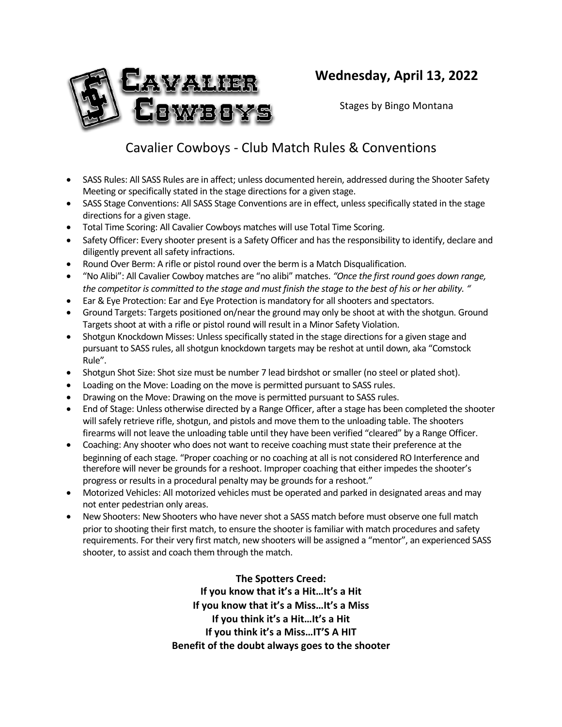**Wednesday, April 13, 2022**

Stages by Bingo Montana

# Cavalier Cowboys - Club Match Rules & Conventions

- SASS Rules: All SASS Rules are in affect; unless documented herein, addressed during the Shooter Safety Meeting or specifically stated in the stage directions for a given stage.
- SASS Stage Conventions: All SASS Stage Conventions are in effect, unless specifically stated in the stage directions for a given stage.
- Total Time Scoring: All Cavalier Cowboys matches will use Total Time Scoring.
- Safety Officer: Every shooter present is a Safety Officer and has the responsibility to identify, declare and diligently prevent all safety infractions.
- Round Over Berm: A rifle or pistol round over the berm is a Match Disqualification.
- "No Alibi": All Cavalier Cowboy matches are "no alibi" matches. *"Once the first round goes down range, the competitor is committed to the stage and must finish the stage to the best of his or her ability. "*
- Ear & Eye Protection: Ear and Eye Protection is mandatory for all shooters and spectators.
- Ground Targets: Targets positioned on/near the ground may only be shoot at with the shotgun. Ground Targets shoot at with a rifle or pistol round will result in a Minor Safety Violation.
- Shotgun Knockdown Misses: Unless specifically stated in the stage directions for a given stage and pursuant to SASS rules, all shotgun knockdown targets may be reshot at until down, aka "Comstock Rule".
- Shotgun Shot Size: Shot size must be number 7 lead birdshot or smaller (no steel or plated shot).
- Loading on the Move: Loading on the move is permitted pursuant to SASS rules.
- Drawing on the Move: Drawing on the move is permitted pursuant to SASS rules.
- End of Stage: Unless otherwise directed by a Range Officer, after a stage has been completed the shooter will safely retrieve rifle, shotgun, and pistols and move them to the unloading table. The shooters firearms will not leave the unloading table until they have been verified "cleared" by a Range Officer.
- Coaching: Any shooter who does not want to receive coaching must state their preference at the beginning of each stage. "Proper coaching or no coaching at all is not considered RO Interference and therefore will never be grounds for a reshoot. Improper coaching that either impedes the shooter's progress or results in a procedural penalty may be grounds for a reshoot."
- Motorized Vehicles: All motorized vehicles must be operated and parked in designated areas and may not enter pedestrian only areas.
- New Shooters: New Shooters who have never shot a SASS match before must observe one full match prior to shooting their first match, to ensure the shooter is familiar with match procedures and safety requirements. For their very first match, new shooters will be assigned a "mentor", an experienced SASS shooter, to assist and coach them through the match.

**The Spotters Creed:**
**If you know that it's a Hit…It's a Hit**
**If you know that it's a Miss…It's a Miss**
**If you think it's a Hit…It's a Hit**
**If you think it's a Miss…IT'S A HIT**
**Benefit of the doubt always goes to the shooter**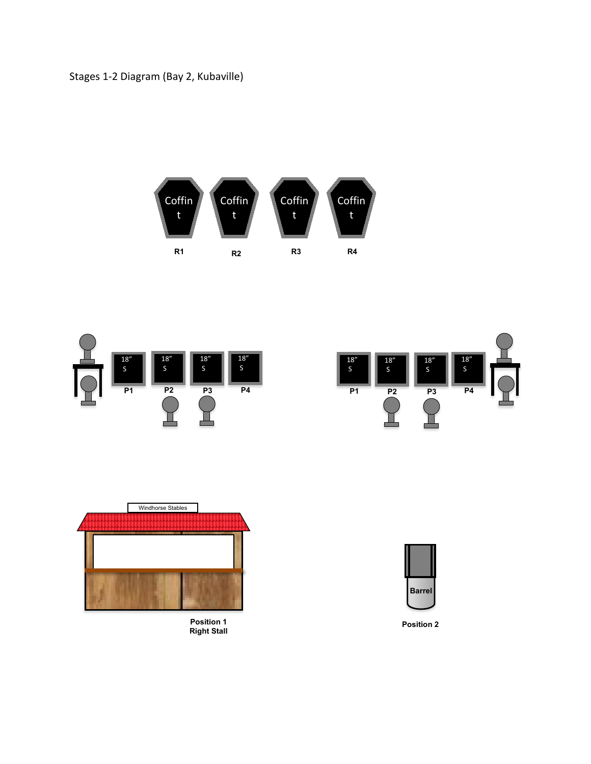Stages 1-2 Diagram (Bay 2, Kubaville)

Coffin t
R1

Coffin t
R2

Coffin t
R3

Coffin t
R4

18″ S
P1

18″ S
P2

18″ S
P3

18″ S
P4

18″ S
P1

18″ S
P2

18″ S
P3

18″ S
P4

Windhorse Stables

Position 1
Right Stall

Barrel

Position 2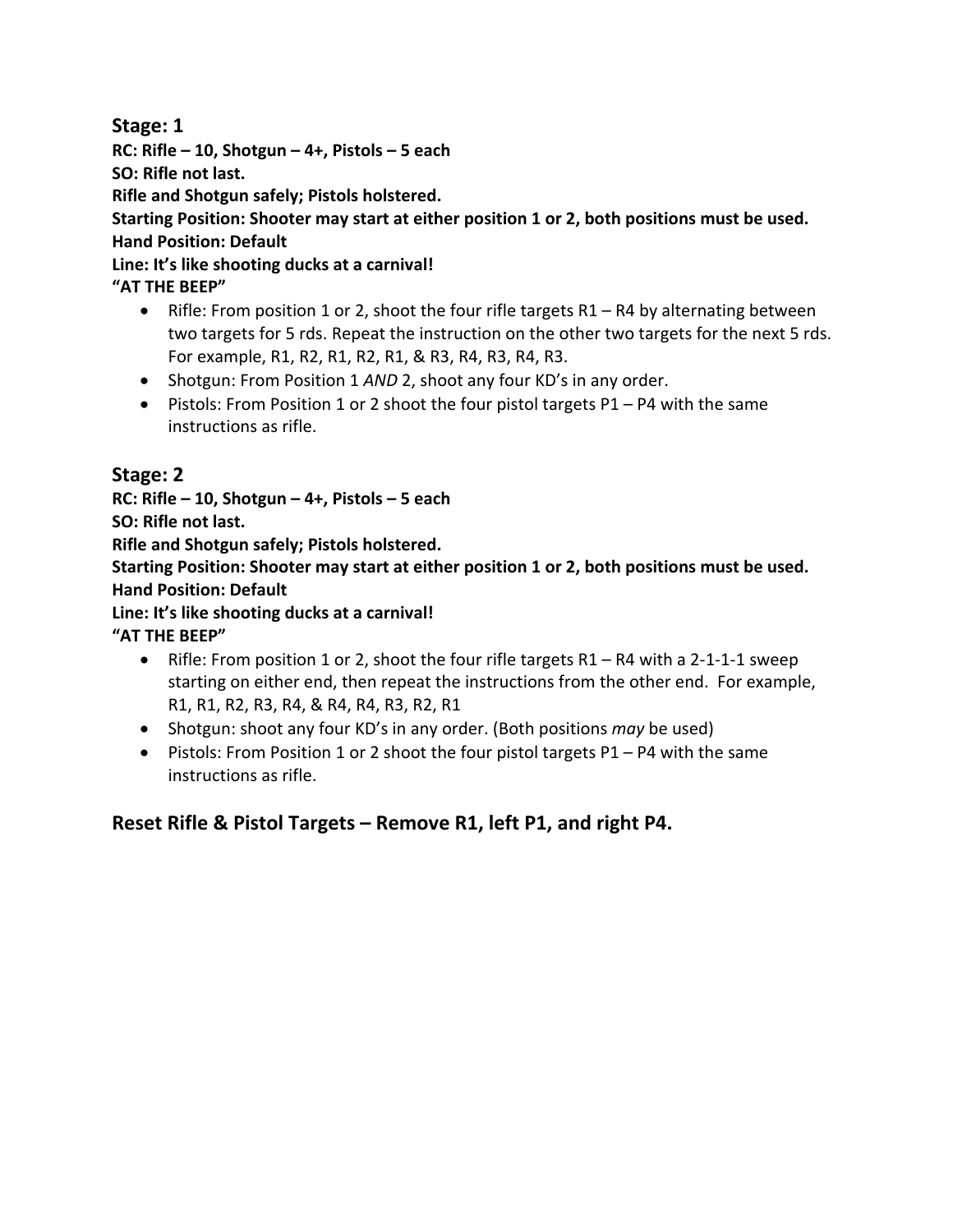## Stage: 1

**RC: Rifle – 10, Shotgun – 4+, Pistols – 5 each**
**SO: Rifle not last.**
**Rifle and Shotgun safely; Pistols holstered.**
**Starting Position: Shooter may start at either position 1 or 2, both positions must be used.**
**Hand Position: Default**
**Line: It's like shooting ducks at a carnival!**
**"AT THE BEEP"**

- Rifle: From position 1 or 2, shoot the four rifle targets R1 – R4 by alternating between two targets for 5 rds. Repeat the instruction on the other two targets for the next 5 rds. For example, R1, R2, R1, R2, R1, & R3, R4, R3, R4, R3.
- Shotgun: From Position 1 *AND* 2, shoot any four KD's in any order.
- Pistols: From Position 1 or 2 shoot the four pistol targets P1 – P4 with the same instructions as rifle.

## Stage: 2

**RC: Rifle – 10, Shotgun – 4+, Pistols – 5 each**
**SO: Rifle not last.**
**Rifle and Shotgun safely; Pistols holstered.**
**Starting Position: Shooter may start at either position 1 or 2, both positions must be used.**
**Hand Position: Default**
**Line: It's like shooting ducks at a carnival!**
**"AT THE BEEP"**

- Rifle: From position 1 or 2, shoot the four rifle targets R1 – R4 with a 2-1-1-1 sweep starting on either end, then repeat the instructions from the other end. For example, R1, R1, R2, R3, R4, & R4, R4, R3, R2, R1
- Shotgun: shoot any four KD's in any order. (Both positions *may* be used)
- Pistols: From Position 1 or 2 shoot the four pistol targets P1 – P4 with the same instructions as rifle.

## Reset Rifle & Pistol Targets – Remove R1, left P1, and right P4.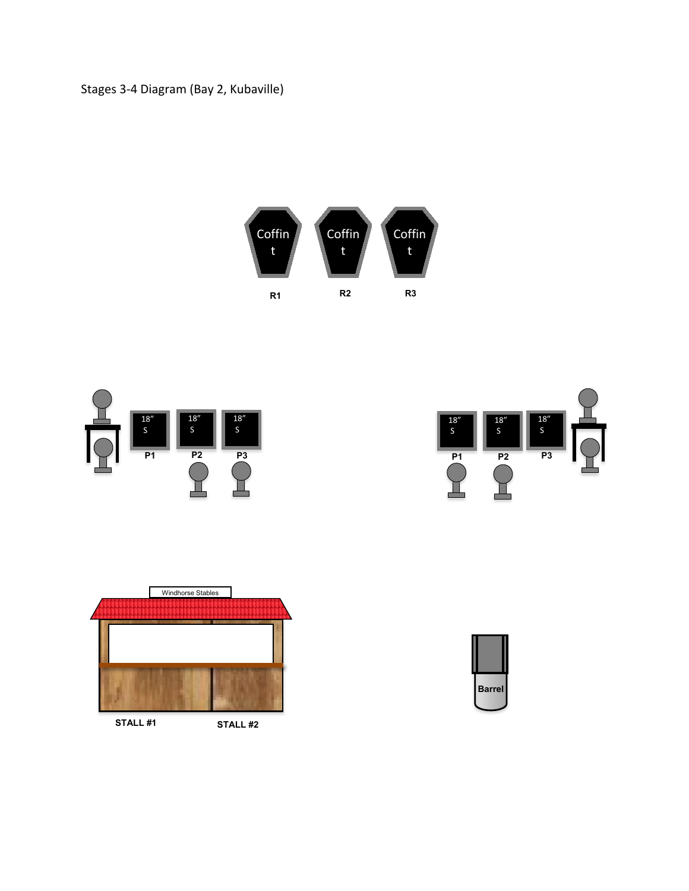Stages 3-4 Diagram (Bay 2, Kubaville)

Coffin t

Coffin t

Coffin t

R1 R2 R3

18″ S

18″ S

18″ S

P1 P2 P3

18″ S

18″ S

18″ S

P1 P2 P3

Windhorse Stables

STALL #1 STALL #2

Barrel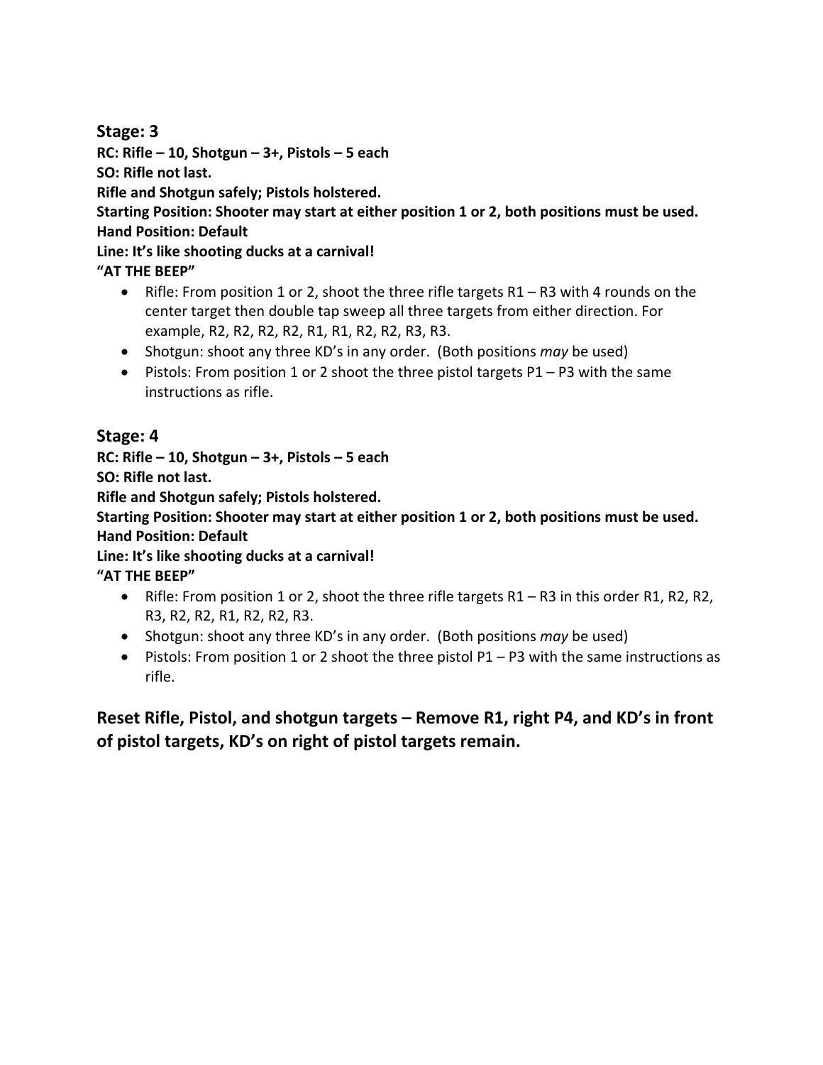## Stage: 3

**RC: Rifle – 10, Shotgun – 3+, Pistols – 5 each**
**SO: Rifle not last.**
**Rifle and Shotgun safely; Pistols holstered.**
**Starting Position: Shooter may start at either position 1 or 2, both positions must be used.**
**Hand Position: Default**
**Line: It's like shooting ducks at a carnival!**
**"AT THE BEEP"**

- Rifle: From position 1 or 2, shoot the three rifle targets R1 – R3 with 4 rounds on the center target then double tap sweep all three targets from either direction. For example, R2, R2, R2, R2, R1, R1, R2, R2, R3, R3.
- Shotgun: shoot any three KD's in any order. (Both positions *may* be used)
- Pistols: From position 1 or 2 shoot the three pistol targets P1 – P3 with the same instructions as rifle.

## Stage: 4

**RC: Rifle – 10, Shotgun – 3+, Pistols – 5 each**
**SO: Rifle not last.**
**Rifle and Shotgun safely; Pistols holstered.**
**Starting Position: Shooter may start at either position 1 or 2, both positions must be used.**
**Hand Position: Default**
**Line: It's like shooting ducks at a carnival!**
**"AT THE BEEP"**

- Rifle: From position 1 or 2, shoot the three rifle targets R1 – R3 in this order R1, R2, R2, R3, R2, R2, R1, R2, R2, R3.
- Shotgun: shoot any three KD's in any order. (Both positions *may* be used)
- Pistols: From position 1 or 2 shoot the three pistol P1 – P3 with the same instructions as rifle.

### Reset Rifle, Pistol, and shotgun targets – Remove R1, right P4, and KD's in front of pistol targets, KD's on right of pistol targets remain.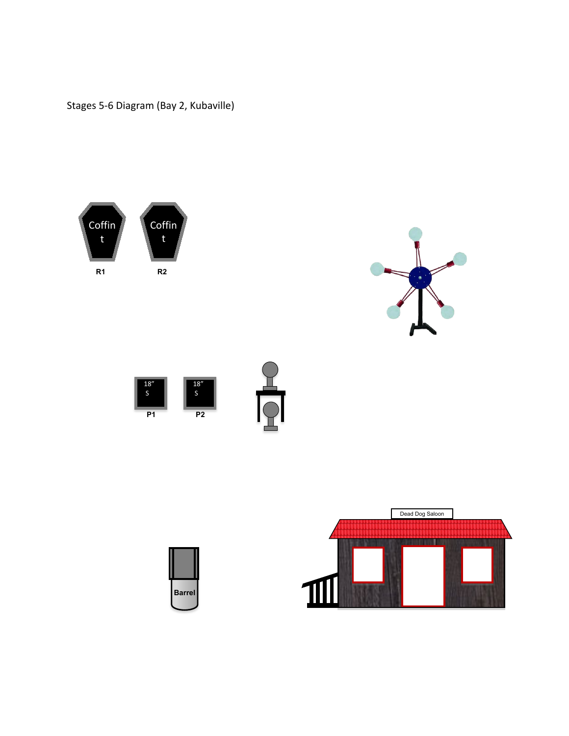Stages 5-6 Diagram (Bay 2, Kubaville)

Coffin t

R1

Coffin t

R2

18" S

P1

18" S

P2

Barrel

Dead Dog Saloon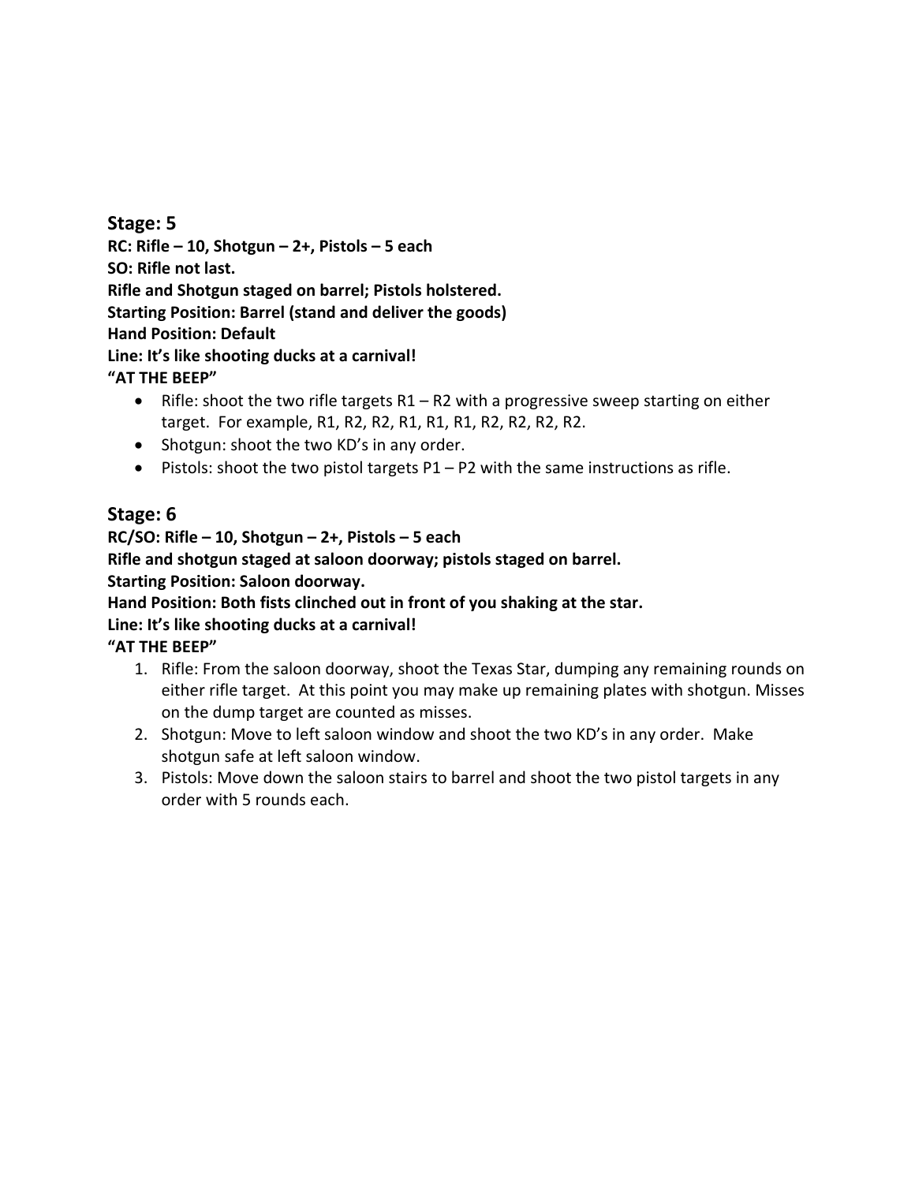## Stage: 5

**RC: Rifle – 10, Shotgun – 2+, Pistols – 5 each**
**SO: Rifle not last.**
**Rifle and Shotgun staged on barrel; Pistols holstered.**
**Starting Position: Barrel (stand and deliver the goods)**
**Hand Position: Default**
**Line: It's like shooting ducks at a carnival!**
**"AT THE BEEP"**

- Rifle: shoot the two rifle targets R1 – R2 with a progressive sweep starting on either target. For example, R1, R2, R2, R1, R1, R1, R2, R2, R2, R2.
- Shotgun: shoot the two KD's in any order.
- Pistols: shoot the two pistol targets P1 – P2 with the same instructions as rifle.

## Stage: 6

**RC/SO: Rifle – 10, Shotgun – 2+, Pistols – 5 each**
**Rifle and shotgun staged at saloon doorway; pistols staged on barrel.**
**Starting Position: Saloon doorway.**
**Hand Position: Both fists clinched out in front of you shaking at the star.**
**Line: It's like shooting ducks at a carnival!**
**"AT THE BEEP"**

1. Rifle: From the saloon doorway, shoot the Texas Star, dumping any remaining rounds on either rifle target. At this point you may make up remaining plates with shotgun. Misses on the dump target are counted as misses.
2. Shotgun: Move to left saloon window and shoot the two KD's in any order. Make shotgun safe at left saloon window.
3. Pistols: Move down the saloon stairs to barrel and shoot the two pistol targets in any order with 5 rounds each.